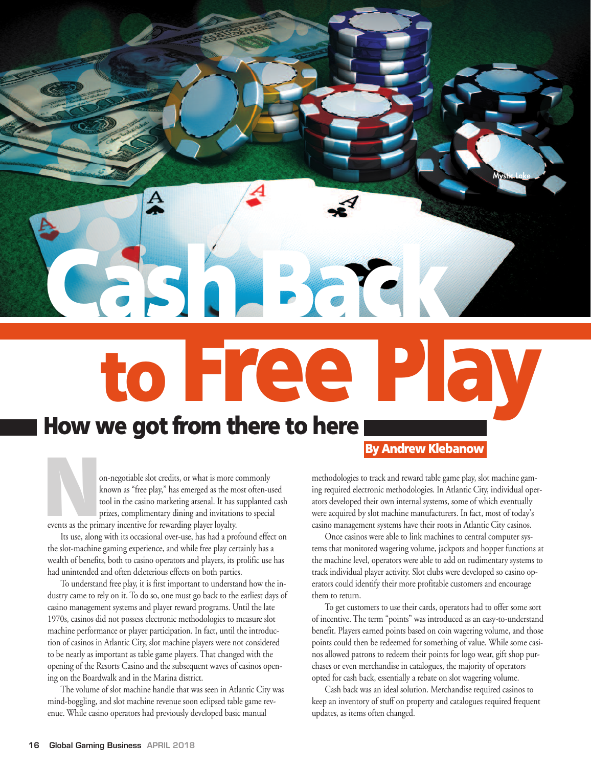# Cash Back to Free Play

## How we got from there to here

**By Andrew Klebanow**

Non-negotiable slot credits, or what is more commonly known as "free play," has emerged as the most often-used tool in the casino marketing arsenal. It has supplanted cash prizes, complimentary dining and invitations to special events as the primary incentive for rewarding player loyalty.

Its use, along with its occasional over-use, has had a profound effect on the slot-machine gaming experience, and while free play certainly has a wealth of benefits, both to casino operators and players, its prolific use has had unintended and often deleterious effects on both parties.

To understand free play, it is first important to understand how the industry came to rely on it. To do so, one must go back to the earliest days of casino management systems and player reward programs. Until the late 1970s, casinos did not possess electronic methodologies to measure slot machine performance or player participation. In fact, until the introduction of casinos in Atlantic City, slot machine players were not considered to be nearly as important as table game players. That changed with the opening of the Resorts Casino and the subsequent waves of casinos opening on the Boardwalk and in the Marina district.

The volume of slot machine handle that was seen in Atlantic City was mind-boggling, and slot machine revenue soon eclipsed table game revenue. While casino operators had previously developed basic manual methodologies to track and reward table game play, slot machine gaming required electronic methodologies. In Atlantic City, individual operators developed their own internal systems, some of which eventually were acquired by slot machine manufacturers. In fact, most of today's casino management systems have their roots in Atlantic City casinos.

Once casinos were able to link machines to central computer systems that monitored wagering volume, jackpots and hopper functions at the machine level, operators were able to add on rudimentary systems to track individual player activity. Slot clubs were developed so casino operators could identify their more profitable customers and encourage them to return.

To get customers to use their cards, operators had to offer some sort of incentive. The term "points" was introduced as an easy-to-understand benefit. Players earned points based on coin wagering volume, and those points could then be redeemed for something of value. While some casinos allowed patrons to redeem their points for logo wear, gift shop purchases or even merchandise in catalogues, the majority of operators opted for cash back, essentially a rebate on slot wagering volume.

Cash back was an ideal solution. Merchandise required casinos to keep an inventory of stuff on property and catalogues required frequent updates, as items often changed.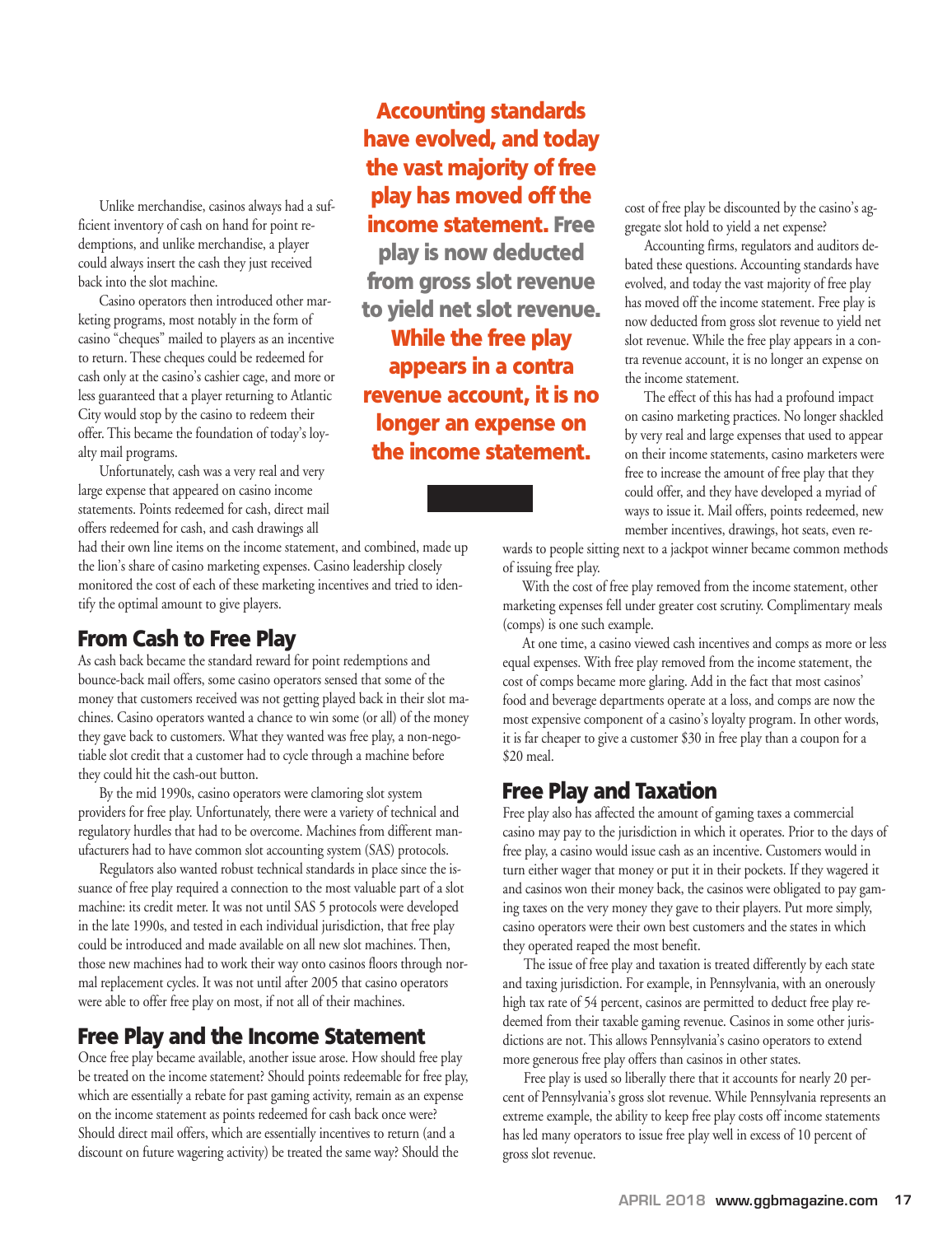Unlike merchandise, casinos always had a sufficient inventory of cash on hand for point redemptions, and unlike merchandise, a player could always insert the cash they just received back into the slot machine.

Casino operators then introduced other marketing programs, most notably in the form of casino "cheques" mailed to players as an incentive to return. These cheques could be redeemed for cash only at the casino's cashier cage, and more or less guaranteed that a player returning to Atlantic City would stop by the casino to redeem their offer. This became the foundation of today's loyalty mail programs.

Unfortunately, cash was a very real and very large expense that appeared on casino income statements. Points redeemed for cash, direct mail offers redeemed for cash, and cash drawings all had their own line items on the income statement, and combined, made up the lion's share of casino marketing expenses. Casino leadership closely monitored the cost of each of these marketing incentives and tried to identify the optimal amount to give players.

**Accounting standards have evolved, and today the vast majority of free play has moved off the income statement. Free play is now deducted from gross slot revenue to yield net slot revenue. While the free play appears in a contra revenue account, it is no longer an expense on the income statement.**

## From Cash to Free Play

As cash back became the standard reward for point redemptions and bounce-back mail offers, some casino operators sensed that some of the money that customers received was not getting played back in their slot machines. Casino operators wanted a chance to win some (or all) of the money they gave back to customers. What they wanted was free play, a non-negotiable slot credit that a customer had to cycle through a machine before they could hit the cash-out button.

By the mid 1990s, casino operators were clamoring slot system providers for free play. Unfortunately, there were a variety of technical and regulatory hurdles that had to be overcome. Machines from different manufacturers had to have common slot accounting system (SAS) protocols.

Regulators also wanted robust technical standards in place since the issuance of free play required a connection to the most valuable part of a slot machine: its credit meter. It was not until SAS 5 protocols were developed in the late 1990s, and tested in each individual jurisdiction, that free play could be introduced and made available on all new slot machines. Then, those new machines had to work their way onto casinos floors through normal replacement cycles. It was not until after 2005 that casino operators were able to offer free play on most, if not all of their machines.

## Free Play and the Income Statement

Once free play became available, another issue arose. How should free play be treated on the income statement? Should points redeemable for free play, which are essentially a rebate for past gaming activity, remain as an expense on the income statement as points redeemed for cash back once were? Should direct mail offers, which are essentially incentives to return (and a discount on future wagering activity) be treated the same way? Should the cost of free play be discounted by the casino's aggregate slot hold to yield a net expense?

Accounting firms, regulators and auditors debated these questions. Accounting standards have evolved, and today the vast majority of free play has moved off the income statement. Free play is now deducted from gross slot revenue to yield net slot revenue. While the free play appears in a contra revenue account, it is no longer an expense on the income statement.

The effect of this has had a profound impact on casino marketing practices. No longer shackled by very real and large expenses that used to appear on their income statements, casino marketers were free to increase the amount of free play that they could offer, and they have developed a myriad of ways to issue it. Mail offers, points redeemed, new member incentives, drawings, hot seats, even rewards to people sitting next to a jackpot winner became common methods of issuing free play.

With the cost of free play removed from the income statement, other marketing expenses fell under greater cost scrutiny. Complimentary meals (comps) is one such example.

At one time, a casino viewed cash incentives and comps as more or less equal expenses. With free play removed from the income statement, the cost of comps became more glaring. Add in the fact that most casinos' food and beverage departments operate at a loss, and comps are now the most expensive component of a casino's loyalty program. In other words, it is far cheaper to give a customer $30 in free play than a coupon for a $20 meal.

## Free Play and Taxation

Free play also has affected the amount of gaming taxes a commercial casino may pay to the jurisdiction in which it operates. Prior to the days of free play, a casino would issue cash as an incentive. Customers would in turn either wager that money or put it in their pockets. If they wagered it and casinos won their money back, the casinos were obligated to pay gaming taxes on the very money they gave to their players. Put more simply, casino operators were their own best customers and the states in which they operated reaped the most benefit.

The issue of free play and taxation is treated differently by each state and taxing jurisdiction. For example, in Pennsylvania, with an onerously high tax rate of 54 percent, casinos are permitted to deduct free play redeemed from their taxable gaming revenue. Casinos in some other jurisdictions are not. This allows Pennsylvania's casino operators to extend more generous free play offers than casinos in other states.

Free play is used so liberally there that it accounts for nearly 20 percent of Pennsylvania's gross slot revenue. While Pennsylvania represents an extreme example, the ability to keep free play costs off income statements has led many operators to issue free play well in excess of 10 percent of gross slot revenue.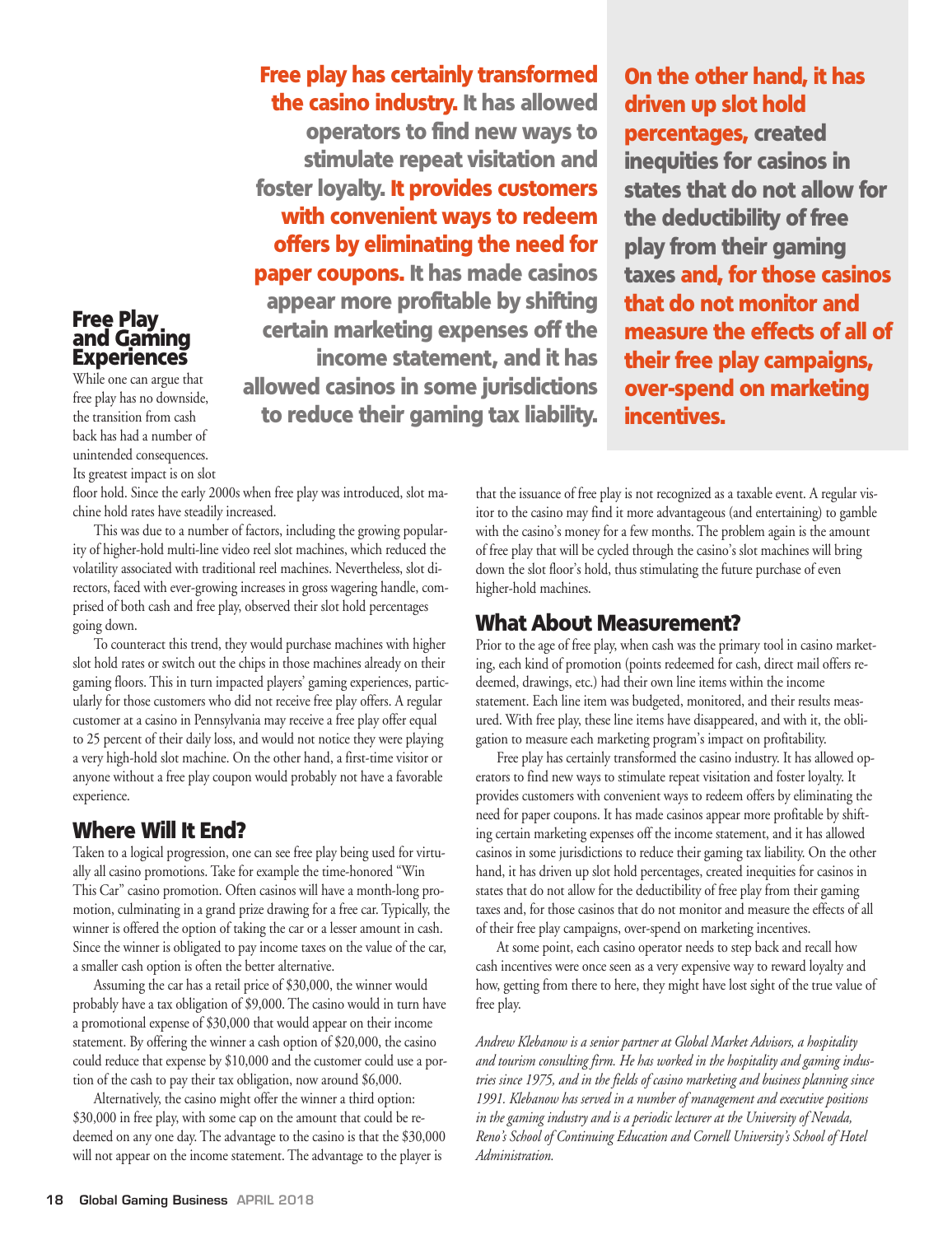**Free play has certainly transformed the casino industry. It has allowed operators to find new ways to stimulate repeat visitation and foster loyalty. It provides customers with convenient ways to redeem offers by eliminating the need for paper coupons. It has made casinos appear more profitable by shifting certain marketing expenses off the income statement, and it has allowed casinos in some jurisdictions to reduce their gaming tax liability.**

**On the other hand, it has driven up slot hold percentages, created inequities for casinos in states that do not allow for the deductibility of free play from their gaming taxes and, for those casinos that do not monitor and measure the effects of all of their free play campaigns, over-spend on marketing incentives.**

## Free Play and Gaming Experiences

While one can argue that free play has no downside, the transition from cash back has had a number of unintended consequences. Its greatest impact is on slot floor hold. Since the early 2000s when free play was introduced, slot machine hold rates have steadily increased.

This was due to a number of factors, including the growing popularity of higher-hold multi-line video reel slot machines, which reduced the volatility associated with traditional reel machines. Nevertheless, slot directors, faced with ever-growing increases in gross wagering handle, comprised of both cash and free play, observed their slot hold percentages going down.

To counteract this trend, they would purchase machines with higher slot hold rates or switch out the chips in those machines already on their gaming floors. This in turn impacted players' gaming experiences, particularly for those customers who did not receive free play offers. A regular customer at a casino in Pennsylvania may receive a free play offer equal to 25 percent of their daily loss, and would not notice they were playing a very high-hold slot machine. On the other hand, a first-time visitor or anyone without a free play coupon would probably not have a favorable experience.

## Where Will It End?

Taken to a logical progression, one can see free play being used for virtually all casino promotions. Take for example the time-honored "Win This Car" casino promotion. Often casinos will have a month-long promotion, culminating in a grand prize drawing for a free car. Typically, the winner is offered the option of taking the car or a lesser amount in cash. Since the winner is obligated to pay income taxes on the value of the car, a smaller cash option is often the better alternative.

Assuming the car has a retail price of $30,000, the winner would probably have a tax obligation of $9,000. The casino would in turn have a promotional expense of $30,000 that would appear on their income statement. By offering the winner a cash option of $20,000, the casino could reduce that expense by $10,000 and the customer could use a portion of the cash to pay their tax obligation, now around $6,000.

Alternatively, the casino might offer the winner a third option: $30,000 in free play, with some cap on the amount that could be redeemed on any one day. The advantage to the casino is that the $30,000 will not appear on the income statement. The advantage to the player is that the issuance of free play is not recognized as a taxable event. A regular visitor to the casino may find it more advantageous (and entertaining) to gamble with the casino's money for a few months. The problem again is the amount of free play that will be cycled through the casino's slot machines will bring down the slot floor's hold, thus stimulating the future purchase of even higher-hold machines.

## What About Measurement?

Prior to the age of free play, when cash was the primary tool in casino marketing, each kind of promotion (points redeemed for cash, direct mail offers redeemed, drawings, etc.) had their own line items within the income statement. Each line item was budgeted, monitored, and their results measured. With free play, these line items have disappeared, and with it, the obligation to measure each marketing program's impact on profitability.

Free play has certainly transformed the casino industry. It has allowed operators to find new ways to stimulate repeat visitation and foster loyalty. It provides customers with convenient ways to redeem offers by eliminating the need for paper coupons. It has made casinos appear more profitable by shifting certain marketing expenses off the income statement, and it has allowed casinos in some jurisdictions to reduce their gaming tax liability. On the other hand, it has driven up slot hold percentages, created inequities for casinos in states that do not allow for the deductibility of free play from their gaming taxes and, for those casinos that do not monitor and measure the effects of all of their free play campaigns, over-spend on marketing incentives.

At some point, each casino operator needs to step back and recall how cash incentives were once seen as a very expensive way to reward loyalty and how, getting from there to here, they might have lost sight of the true value of free play.

*Andrew Klebanow is a senior partner at Global Market Advisors, a hospitality and tourism consulting firm. He has worked in the hospitality and gaming industries since 1975, and in the fields of casino marketing and business planning since 1991. Klebanow has served in a number of management and executive positions in the gaming industry and is a periodic lecturer at the University of Nevada, Reno's School of Continuing Education and Cornell University's School of Hotel Administration.*